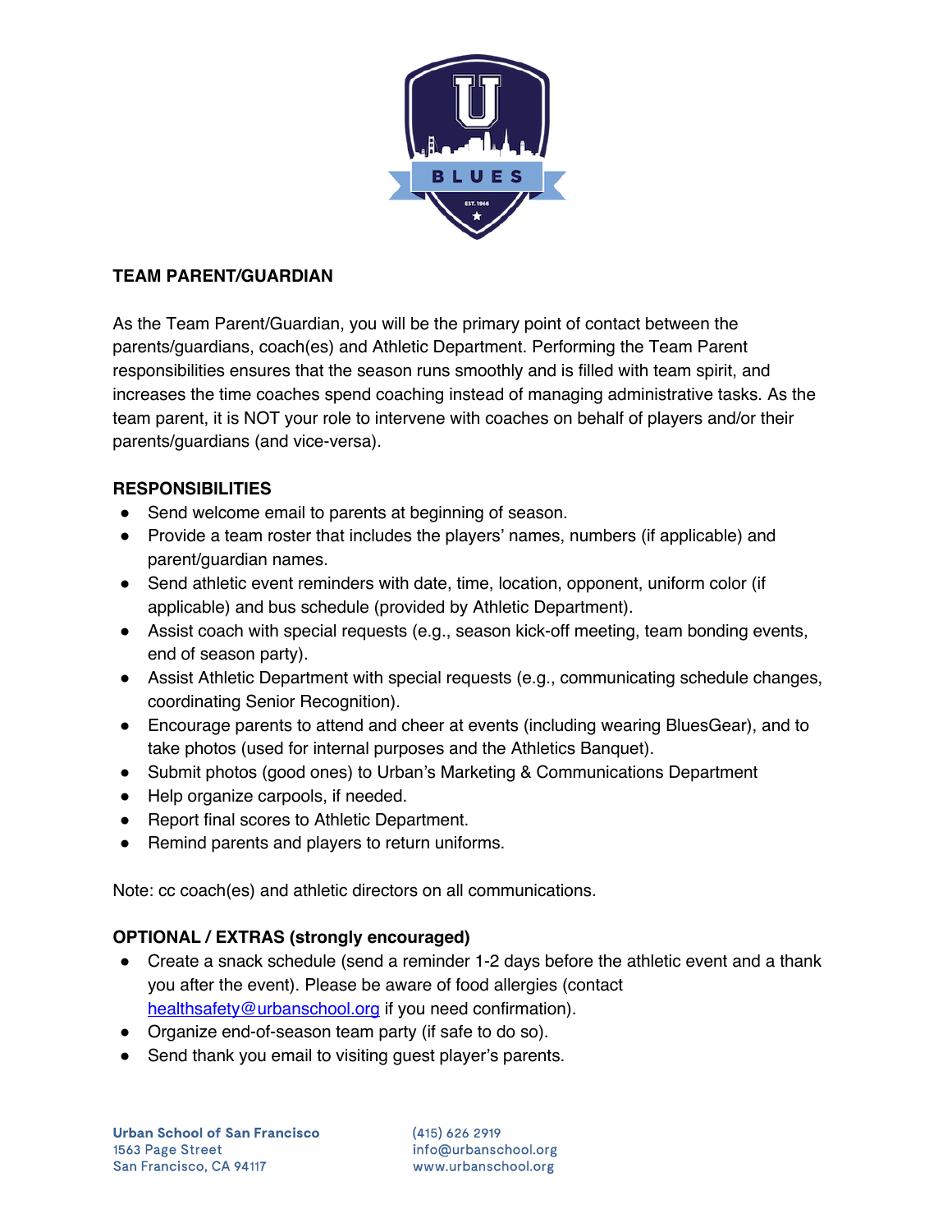## TEAM PARENT/GUARDIAN

As the Team Parent/Guardian, you will be the primary point of contact between the parents/guardians, coach(es) and Athletic Department. Performing the Team Parent responsibilities ensures that the season runs smoothly and is filled with team spirit, and increases the time coaches spend coaching instead of managing administrative tasks. As the team parent, it is NOT your role to intervene with coaches on behalf of players and/or their parents/guardians (and vice-versa).

### RESPONSIBILITIES

- Send welcome email to parents at beginning of season.
- Provide a team roster that includes the players' names, numbers (if applicable) and parent/guardian names.
- Send athletic event reminders with date, time, location, opponent, uniform color (if applicable) and bus schedule (provided by Athletic Department).
- Assist coach with special requests (e.g., season kick-off meeting, team bonding events, end of season party).
- Assist Athletic Department with special requests (e.g., communicating schedule changes, coordinating Senior Recognition).
- Encourage parents to attend and cheer at events (including wearing BluesGear), and to take photos (used for internal purposes and the Athletics Banquet).
- Submit photos (good ones) to Urban's Marketing & Communications Department
- Help organize carpools, if needed.
- Report final scores to Athletic Department.
- Remind parents and players to return uniforms.

Note: cc coach(es) and athletic directors on all communications.

### OPTIONAL / EXTRAS (strongly encouraged)

- Create a snack schedule (send a reminder 1-2 days before the athletic event and a thank you after the event). Please be aware of food allergies (contact healthsafety@urbanschool.org if you need confirmation).
- Organize end-of-season team party (if safe to do so).
- Send thank you email to visiting guest player's parents.

Urban School of San Francisco
1563 Page Street
San Francisco, CA 94117

(415) 626 2919
info@urbanschool.org
www.urbanschool.org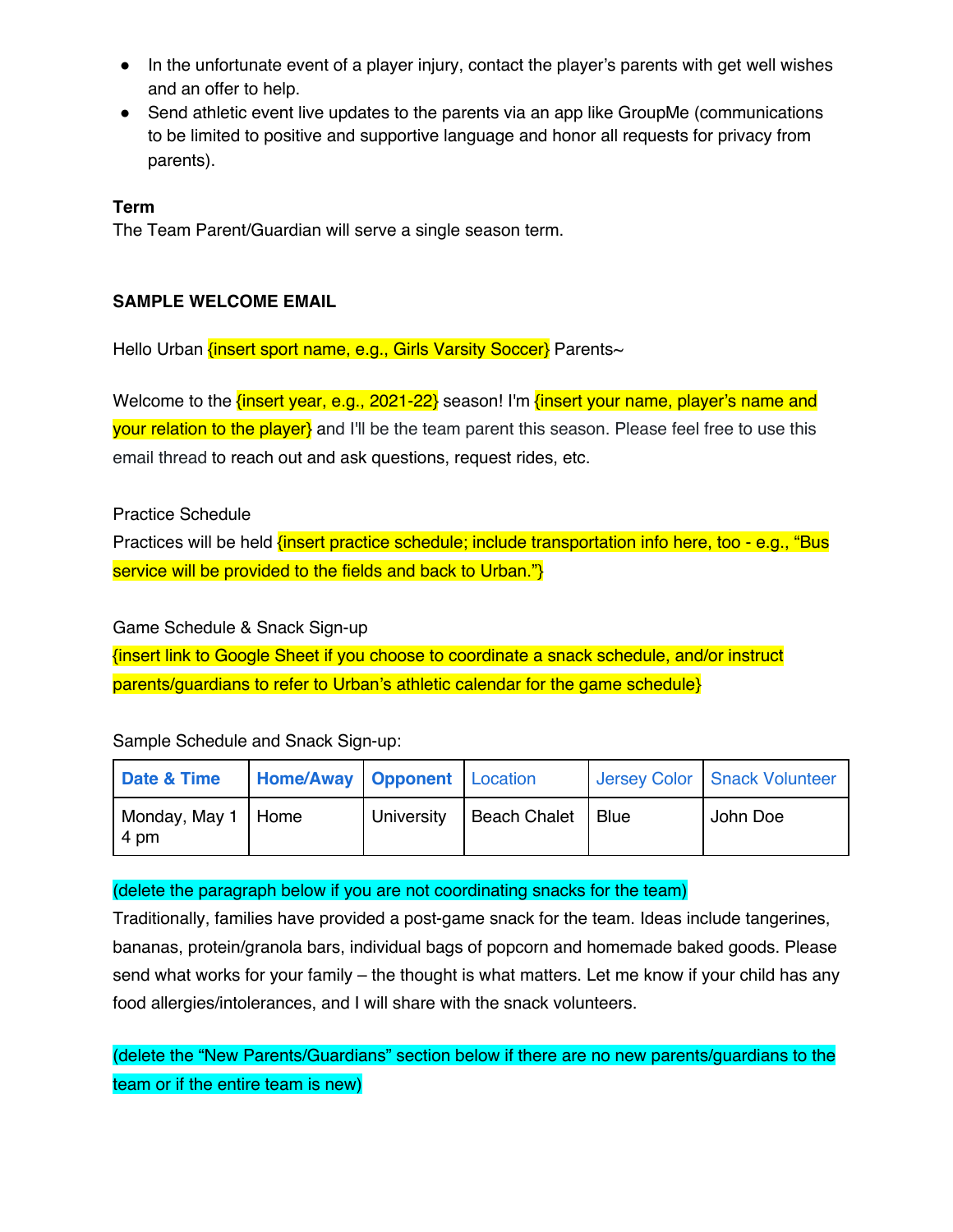- In the unfortunate event of a player injury, contact the player's parents with get well wishes and an offer to help.
- Send athletic event live updates to the parents via an app like GroupMe (communications to be limited to positive and supportive language and honor all requests for privacy from parents).

**Term**
The Team Parent/Guardian will serve a single season term.

**SAMPLE WELCOME EMAIL**

Hello Urban {insert sport name, e.g., Girls Varsity Soccer} Parents~

Welcome to the {insert year, e.g., 2021-22} season! I'm {insert your name, player's name and your relation to the player} and I'll be the team parent this season. Please feel free to use this email thread to reach out and ask questions, request rides, etc.

Practice Schedule
Practices will be held {insert practice schedule; include transportation info here, too - e.g., "Bus service will be provided to the fields and back to Urban."}

Game Schedule & Snack Sign-up
{insert link to Google Sheet if you choose to coordinate a snack schedule, and/or instruct parents/guardians to refer to Urban's athletic calendar for the game schedule}

Sample Schedule and Snack Sign-up:

| **Date & Time** | **Home/Away** | **Opponent** | Location | Jersey Color | Snack Volunteer |
|---|---|---|---|---|---|
| Monday, May 1 4 pm | Home | University | Beach Chalet | Blue | John Doe |

(delete the paragraph below if you are not coordinating snacks for the team)
Traditionally, families have provided a post-game snack for the team. Ideas include tangerines, bananas, protein/granola bars, individual bags of popcorn and homemade baked goods. Please send what works for your family – the thought is what matters. Let me know if your child has any food allergies/intolerances, and I will share with the snack volunteers.

(delete the "New Parents/Guardians" section below if there are no new parents/guardians to the team or if the entire team is new)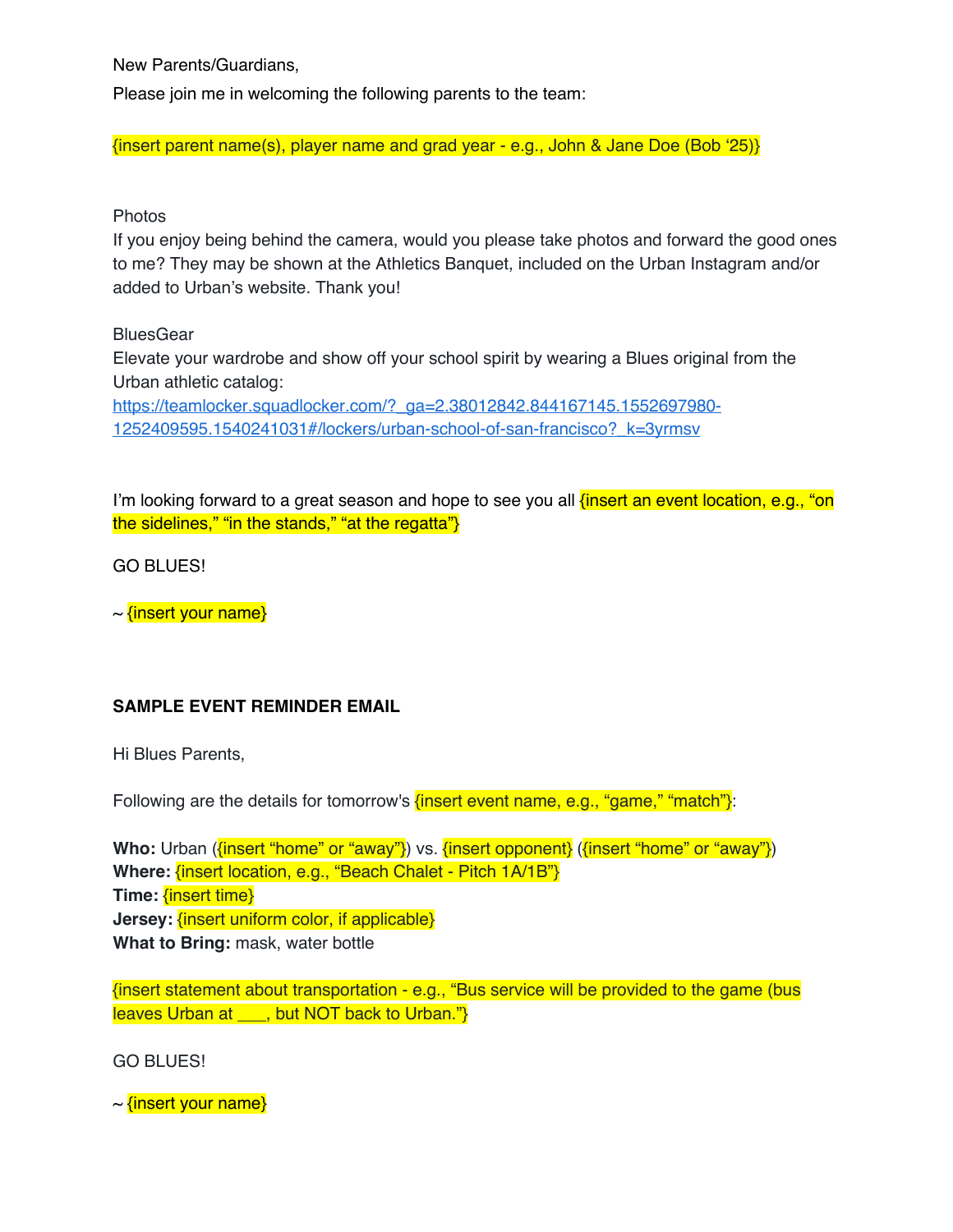New Parents/Guardians,

Please join me in welcoming the following parents to the team:

{insert parent name(s), player name and grad year - e.g., John & Jane Doe (Bob '25)}

Photos

If you enjoy being behind the camera, would you please take photos and forward the good ones to me? They may be shown at the Athletics Banquet, included on the Urban Instagram and/or added to Urban's website. Thank you!

BluesGear

Elevate your wardrobe and show off your school spirit by wearing a Blues original from the Urban athletic catalog:
https://teamlocker.squadlocker.com/?_ga=2.38012842.844167145.1552697980-1252409595.1540241031#/lockers/urban-school-of-san-francisco?_k=3yrmsv

I'm looking forward to a great season and hope to see you all {insert an event location, e.g., "on the sidelines," "in the stands," "at the regatta"}

GO BLUES!

~ {insert your name}

**SAMPLE EVENT REMINDER EMAIL**

Hi Blues Parents,

Following are the details for tomorrow's {insert event name, e.g., "game," "match"}:

**Who:** Urban ({insert "home" or "away"}) vs. {insert opponent} ({insert "home" or "away"})
**Where:** {insert location, e.g., "Beach Chalet - Pitch 1A/1B"}
**Time:** {insert time}
**Jersey:** {insert uniform color, if applicable}
**What to Bring:** mask, water bottle

{insert statement about transportation - e.g., "Bus service will be provided to the game (bus leaves Urban at ___, but NOT back to Urban."}

GO BLUES!

~ {insert your name}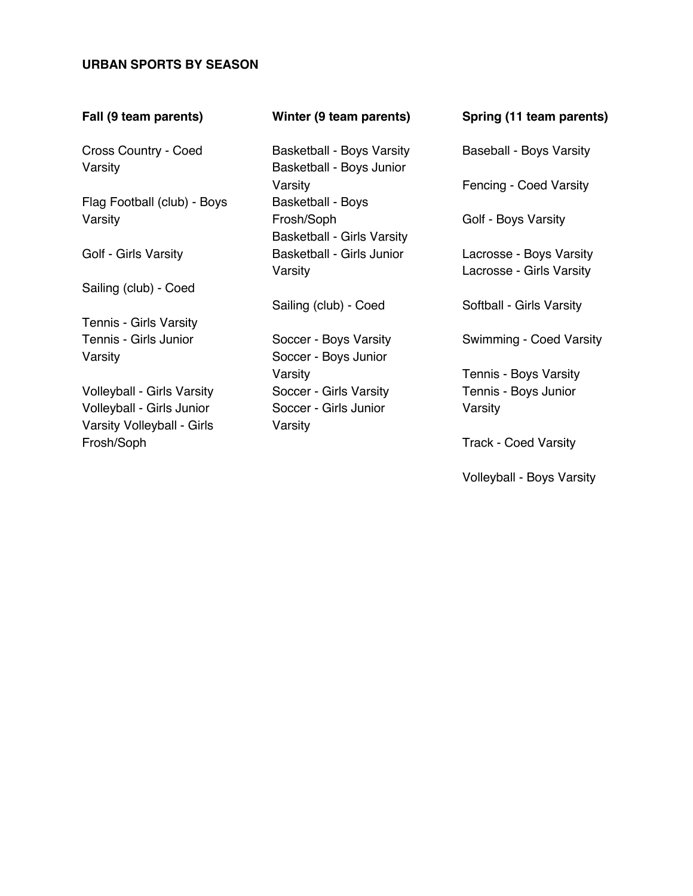**URBAN SPORTS BY SEASON**

**Fall (9 team parents)**

Cross Country - Coed Varsity

Flag Football (club) - Boys Varsity

Golf - Girls Varsity

Sailing (club) - Coed

Tennis - Girls Varsity
Tennis - Girls Junior Varsity

Volleyball - Girls Varsity
Volleyball - Girls Junior Varsity Volleyball - Girls Frosh/Soph

**Winter (9 team parents)**

Basketball - Boys Varsity
Basketball - Boys Junior Varsity
Basketball - Boys Frosh/Soph
Basketball - Girls Varsity
Basketball - Girls Junior Varsity

Sailing (club) - Coed

Soccer - Boys Varsity
Soccer - Boys Junior Varsity
Soccer - Girls Varsity
Soccer - Girls Junior Varsity

**Spring (11 team parents)**

Baseball - Boys Varsity

Fencing - Coed Varsity

Golf - Boys Varsity

Lacrosse - Boys Varsity
Lacrosse - Girls Varsity

Softball - Girls Varsity

Swimming - Coed Varsity

Tennis - Boys Varsity
Tennis - Boys Junior Varsity

Track - Coed Varsity

Volleyball - Boys Varsity